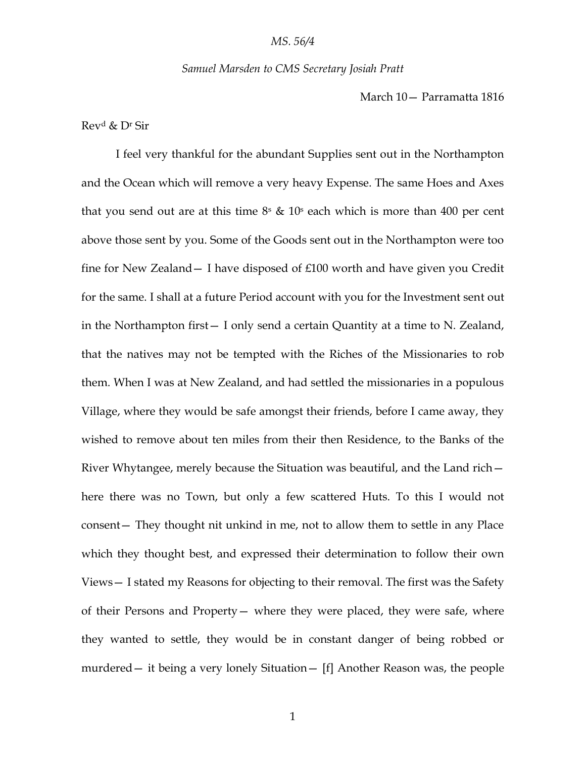*MS. 56/4*

*Samuel Marsden to CMS Secretary Josiah Pratt*

March 10— Parramatta 1816

Rev$^{d}$ & D$^{r}$ Sir

I feel very thankful for the abundant Supplies sent out in the Northampton and the Ocean which will remove a very heavy Expense. The same Hoes and Axes that you send out are at this time 8$^{s}$ & 10$^{s}$ each which is more than 400 per cent above those sent by you. Some of the Goods sent out in the Northampton were too fine for New Zealand— I have disposed of £100 worth and have given you Credit for the same. I shall at a future Period account with you for the Investment sent out in the Northampton first— I only send a certain Quantity at a time to N. Zealand, that the natives may not be tempted with the Riches of the Missionaries to rob them. When I was at New Zealand, and had settled the missionaries in a populous Village, where they would be safe amongst their friends, before I came away, they wished to remove about ten miles from their then Residence, to the Banks of the River Whytangee, merely because the Situation was beautiful, and the Land rich— here there was no Town, but only a few scattered Huts. To this I would not consent— They thought nit unkind in me, not to allow them to settle in any Place which they thought best, and expressed their determination to follow their own Views— I stated my Reasons for objecting to their removal. The first was the Safety of their Persons and Property— where they were placed, they were safe, where they wanted to settle, they would be in constant danger of being robbed or murdered— it being a very lonely Situation— [f] Another Reason was, the people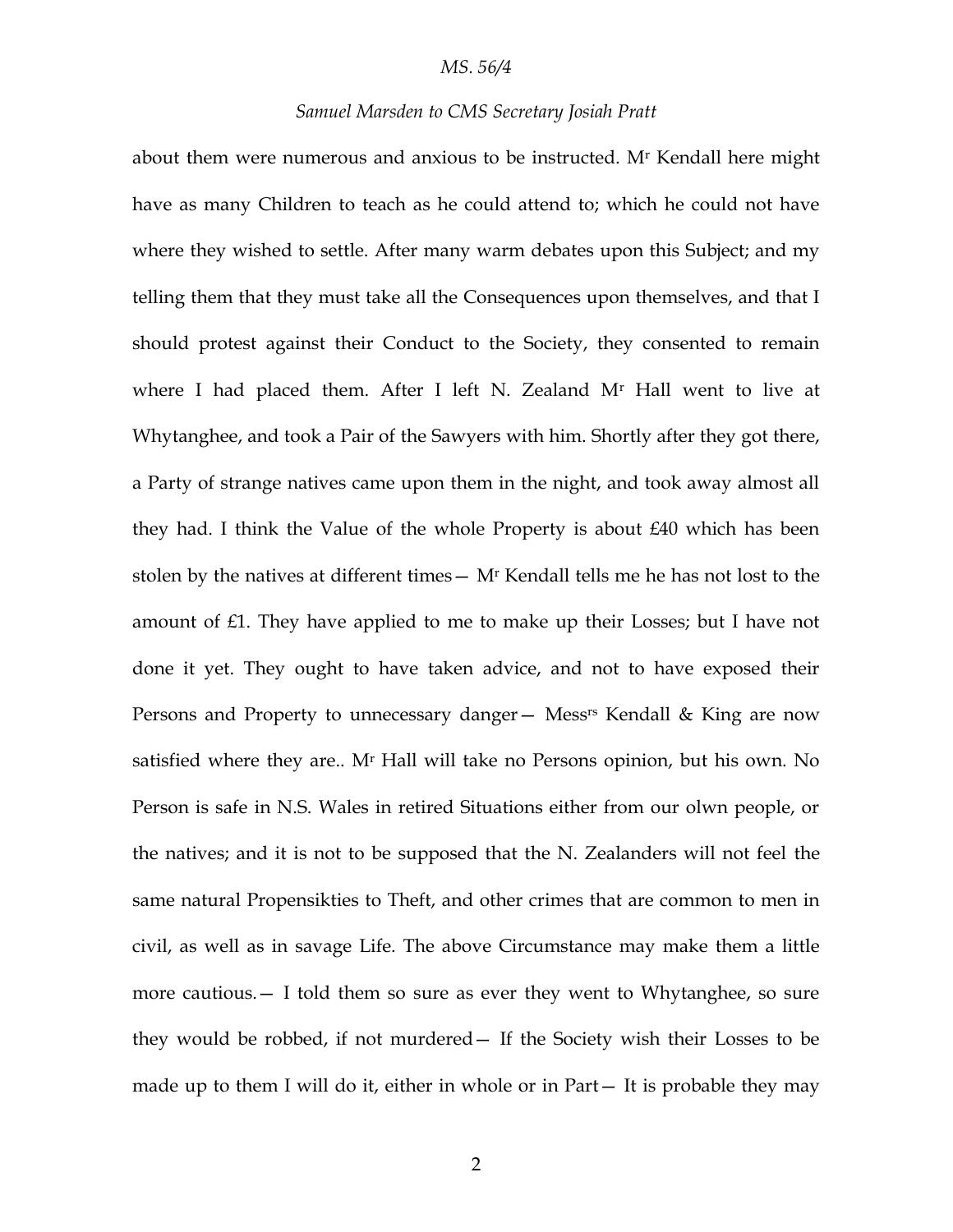about them were numerous and anxious to be instructed. Mr Kendall here might have as many Children to teach as he could attend to; which he could not have where they wished to settle. After many warm debates upon this Subject; and my telling them that they must take all the Consequences upon themselves, and that I should protest against their Conduct to the Society, they consented to remain where I had placed them. After I left N. Zealand Mr Hall went to live at Whytanghee, and took a Pair of the Sawyers with him. Shortly after they got there, a Party of strange natives came upon them in the night, and took away almost all they had. I think the Value of the whole Property is about £40 which has been stolen by the natives at different times— Mr Kendall tells me he has not lost to the amount of £1. They have applied to me to make up their Losses; but I have not done it yet. They ought to have taken advice, and not to have exposed their Persons and Property to unnecessary danger— Messrs Kendall & King are now satisfied where they are.. Mr Hall will take no Persons opinion, but his own. No Person is safe in N.S. Wales in retired Situations either from our olwn people, or the natives; and it is not to be supposed that the N. Zealanders will not feel the same natural Propensikties to Theft, and other crimes that are common to men in civil, as well as in savage Life. The above Circumstance may make them a little more cautious.— I told them so sure as ever they went to Whytanghee, so sure they would be robbed, if not murdered— If the Society wish their Losses to be made up to them I will do it, either in whole or in Part— It is probable they may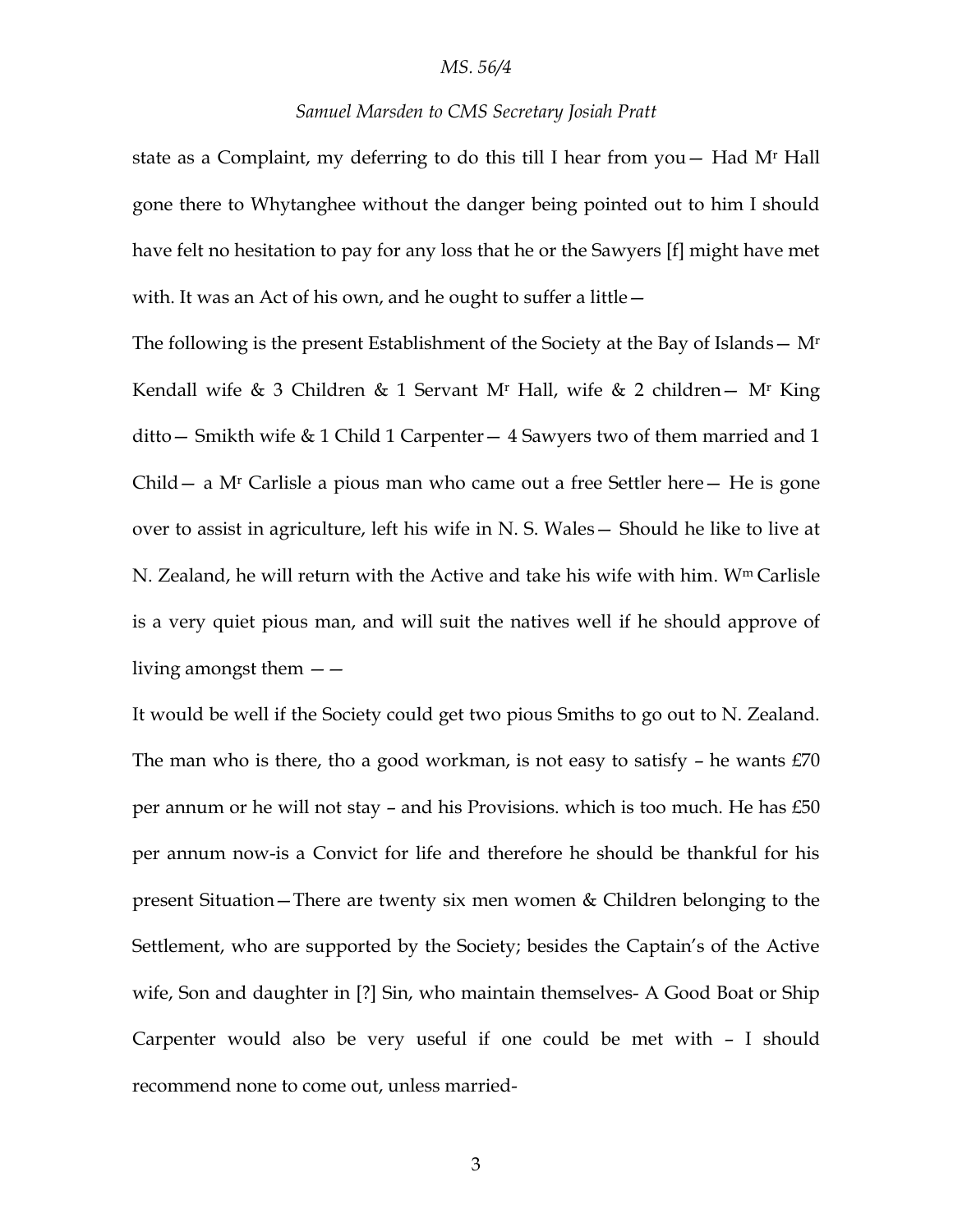state as a Complaint, my deferring to do this till I hear from you— Had Mr Hall gone there to Whytanghee without the danger being pointed out to him I should have felt no hesitation to pay for any loss that he or the Sawyers [f] might have met with. It was an Act of his own, and he ought to suffer a little—

The following is the present Establishment of the Society at the Bay of Islands— Mr Kendall wife & 3 Children & 1 Servant Mr Hall, wife & 2 children— Mr King ditto— Smikth wife & 1 Child 1 Carpenter— 4 Sawyers two of them married and 1 Child— a Mr Carlisle a pious man who came out a free Settler here— He is gone over to assist in agriculture, left his wife in N. S. Wales— Should he like to live at N. Zealand, he will return with the Active and take his wife with him. Wm Carlisle is a very quiet pious man, and will suit the natives well if he should approve of living amongst them — —

It would be well if the Society could get two pious Smiths to go out to N. Zealand. The man who is there, tho a good workman, is not easy to satisfy – he wants £70 per annum or he will not stay – and his Provisions. which is too much. He has £50 per annum now-is a Convict for life and therefore he should be thankful for his present Situation—There are twenty six men women & Children belonging to the Settlement, who are supported by the Society; besides the Captain's of the Active wife, Son and daughter in [?] Sin, who maintain themselves- A Good Boat or Ship Carpenter would also be very useful if one could be met with – I should recommend none to come out, unless married-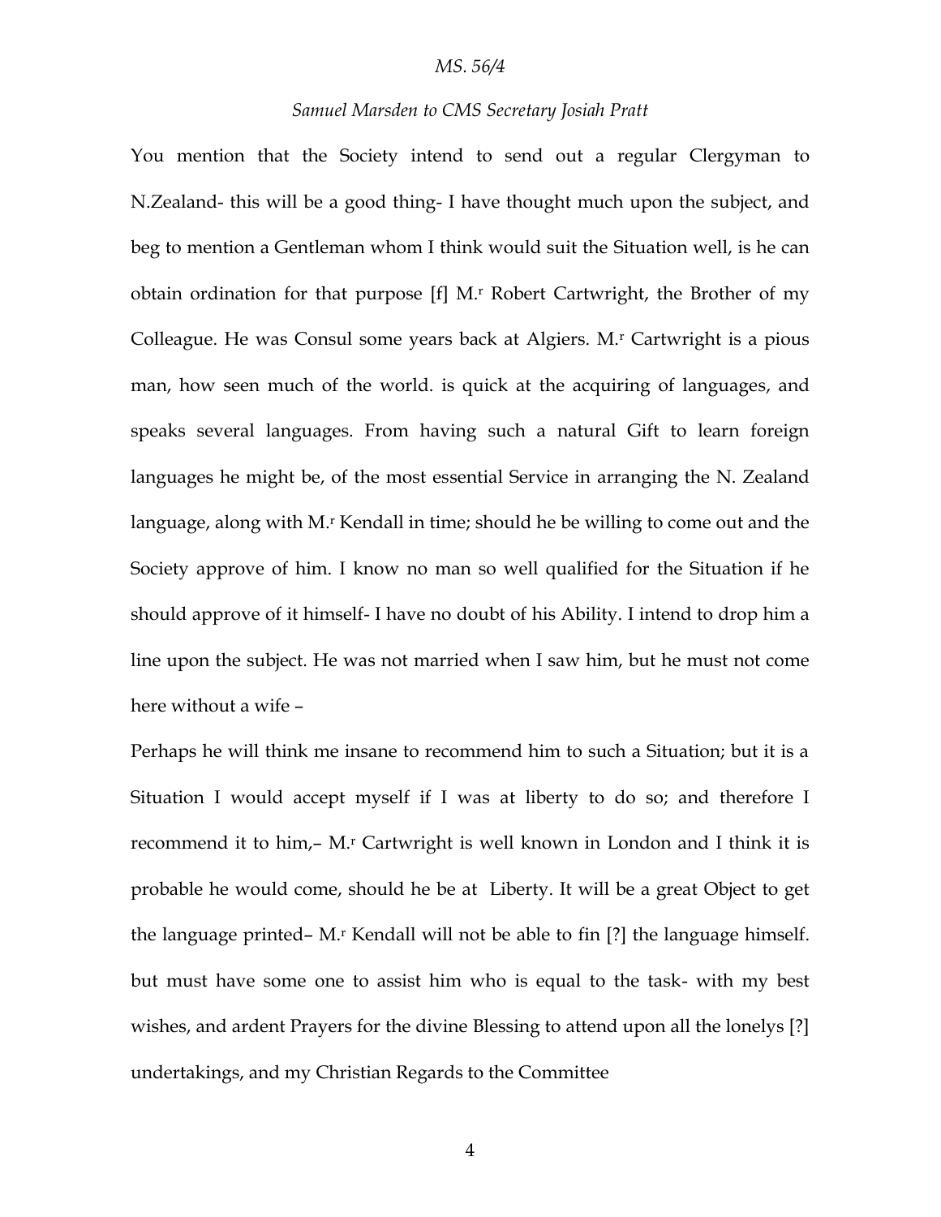*MS. 56/4*

*Samuel Marsden to CMS Secretary Josiah Pratt*

You mention that the Society intend to send out a regular Clergyman to N.Zealand- this will be a good thing- I have thought much upon the subject, and beg to mention a Gentleman whom I think would suit the Situation well, is he can obtain ordination for that purpose [f] M.r Robert Cartwright, the Brother of my Colleague. He was Consul some years back at Algiers. M.r Cartwright is a pious man, how seen much of the world. is quick at the acquiring of languages, and speaks several languages. From having such a natural Gift to learn foreign languages he might be, of the most essential Service in arranging the N. Zealand language, along with M.r Kendall in time; should he be willing to come out and the Society approve of him. I know no man so well qualified for the Situation if he should approve of it himself- I have no doubt of his Ability. I intend to drop him a line upon the subject. He was not married when I saw him, but he must not come here without a wife –

Perhaps he will think me insane to recommend him to such a Situation; but it is a Situation I would accept myself if I was at liberty to do so; and therefore I recommend it to him,– M.r Cartwright is well known in London and I think it is probable he would come, should he be at Liberty. It will be a great Object to get the language printed– M.r Kendall will not be able to fin [?] the language himself. but must have some one to assist him who is equal to the task- with my best wishes, and ardent Prayers for the divine Blessing to attend upon all the lonelys [?] undertakings, and my Christian Regards to the Committee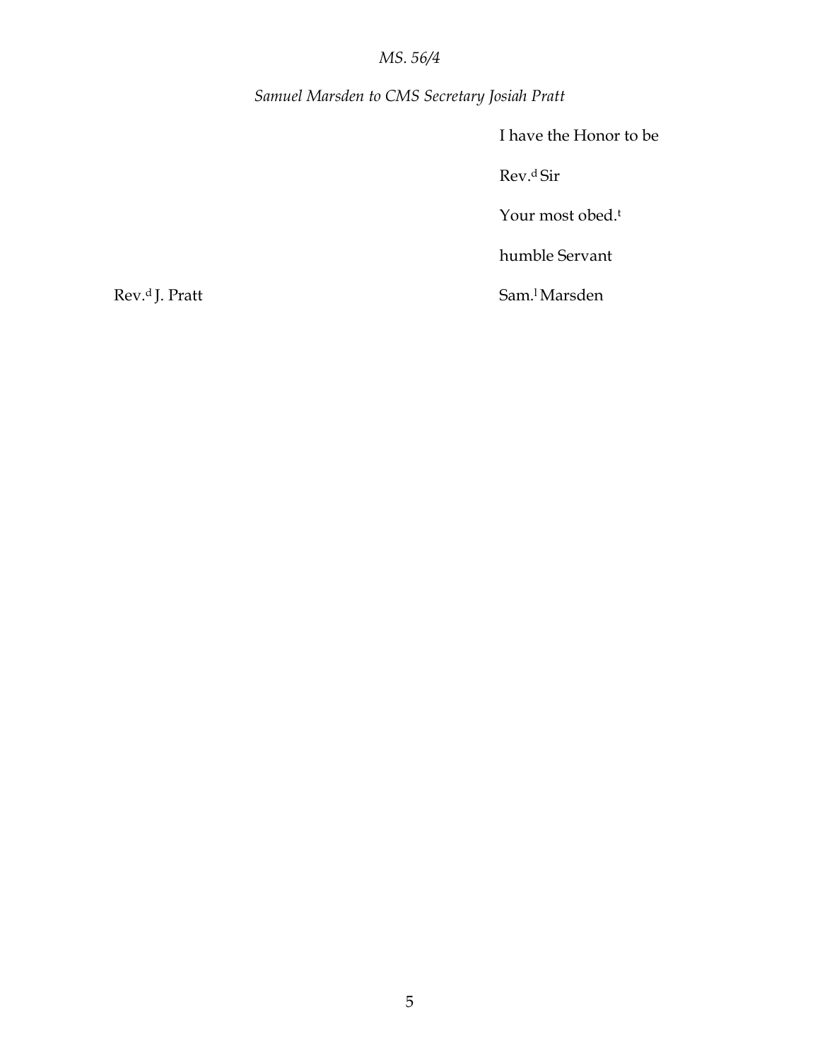I have the Honor to be

Rev.[d] Sir

Your most obed.[t]

humble Servant

Rev.[d] J. Pratt

Sam.[l] Marsden